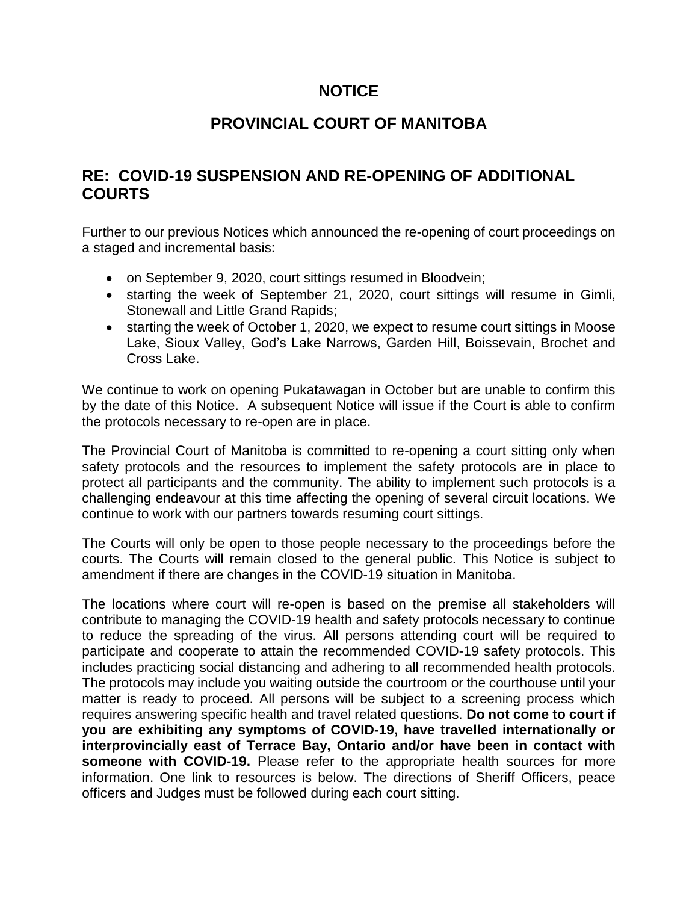# NOTICE

# PROVINCIAL COURT OF MANITOBA

## RE: COVID-19 SUSPENSION AND RE-OPENING OF ADDITIONAL COURTS

Further to our previous Notices which announced the re-opening of court proceedings on a staged and incremental basis:

- on September 9, 2020, court sittings resumed in Bloodvein;
- starting the week of September 21, 2020, court sittings will resume in Gimli, Stonewall and Little Grand Rapids;
- starting the week of October 1, 2020, we expect to resume court sittings in Moose Lake, Sioux Valley, God's Lake Narrows, Garden Hill, Boissevain, Brochet and Cross Lake.

We continue to work on opening Pukatawagan in October but are unable to confirm this by the date of this Notice. A subsequent Notice will issue if the Court is able to confirm the protocols necessary to re-open are in place.

The Provincial Court of Manitoba is committed to re-opening a court sitting only when safety protocols and the resources to implement the safety protocols are in place to protect all participants and the community. The ability to implement such protocols is a challenging endeavour at this time affecting the opening of several circuit locations. We continue to work with our partners towards resuming court sittings.

The Courts will only be open to those people necessary to the proceedings before the courts. The Courts will remain closed to the general public. This Notice is subject to amendment if there are changes in the COVID-19 situation in Manitoba.

The locations where court will re-open is based on the premise all stakeholders will contribute to managing the COVID-19 health and safety protocols necessary to continue to reduce the spreading of the virus. All persons attending court will be required to participate and cooperate to attain the recommended COVID-19 safety protocols. This includes practicing social distancing and adhering to all recommended health protocols. The protocols may include you waiting outside the courtroom or the courthouse until your matter is ready to proceed. All persons will be subject to a screening process which requires answering specific health and travel related questions. **Do not come to court if you are exhibiting any symptoms of COVID-19, have travelled internationally or interprovincially east of Terrace Bay, Ontario and/or have been in contact with someone with COVID-19.** Please refer to the appropriate health sources for more information. One link to resources is below. The directions of Sheriff Officers, peace officers and Judges must be followed during each court sitting.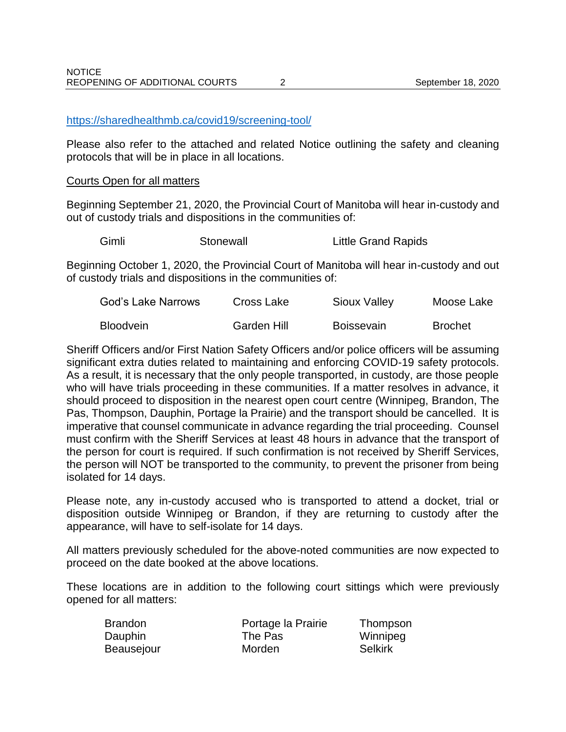https://sharedhealthmb.ca/covid19/screening-tool/

Please also refer to the attached and related Notice outlining the safety and cleaning protocols that will be in place in all locations.

Courts Open for all matters

Beginning September 21, 2020, the Provincial Court of Manitoba will hear in-custody and out of custody trials and dispositions in the communities of:

| Gimli | Stonewall | Little Grand Rapids |
|---|---|---|

Beginning October 1, 2020, the Provincial Court of Manitoba will hear in-custody and out of custody trials and dispositions in the communities of:

| God's Lake Narrows | Cross Lake | Sioux Valley | Moose Lake |
|---|---|---|---|
| Bloodvein | Garden Hill | Boissevain | Brochet |

Sheriff Officers and/or First Nation Safety Officers and/or police officers will be assuming significant extra duties related to maintaining and enforcing COVID-19 safety protocols. As a result, it is necessary that the only people transported, in custody, are those people who will have trials proceeding in these communities. If a matter resolves in advance, it should proceed to disposition in the nearest open court centre (Winnipeg, Brandon, The Pas, Thompson, Dauphin, Portage la Prairie) and the transport should be cancelled. It is imperative that counsel communicate in advance regarding the trial proceeding. Counsel must confirm with the Sheriff Services at least 48 hours in advance that the transport of the person for court is required. If such confirmation is not received by Sheriff Services, the person will NOT be transported to the community, to prevent the prisoner from being isolated for 14 days.

Please note, any in-custody accused who is transported to attend a docket, trial or disposition outside Winnipeg or Brandon, if they are returning to custody after the appearance, will have to self-isolate for 14 days.

All matters previously scheduled for the above-noted communities are now expected to proceed on the date booked at the above locations.

These locations are in addition to the following court sittings which were previously opened for all matters:

| Brandon | Portage la Prairie | Thompson |
|---|---|---|
| Dauphin | The Pas | Winnipeg |
| Beausejour | Morden | Selkirk |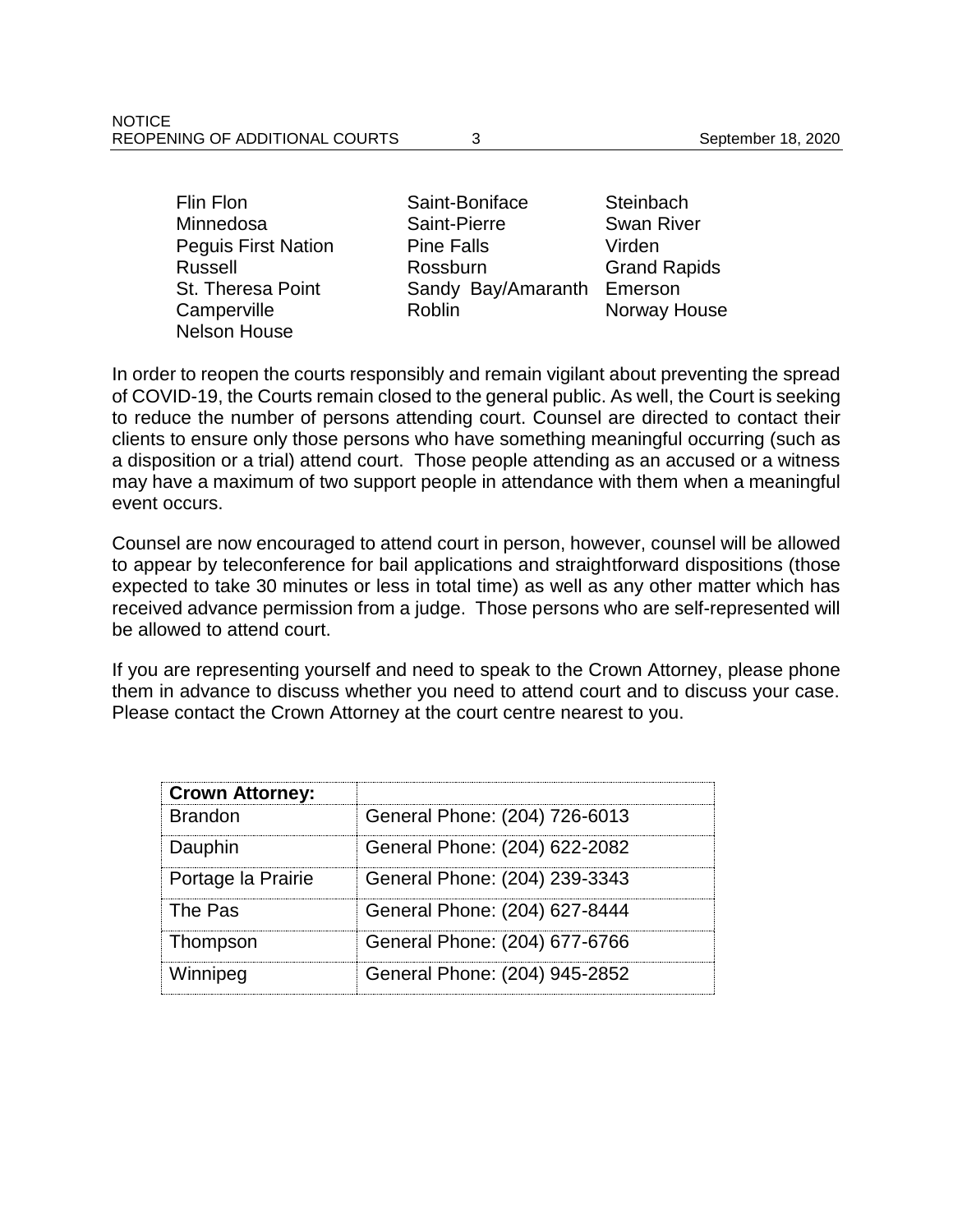- Flin Flon
- Minnedosa
- Peguis First Nation
- Russell
- St. Theresa Point
- Camperville
- Nelson House
- Saint-Boniface
- Saint-Pierre
- Pine Falls
- Rossburn
- Sandy Bay/Amaranth
- Roblin
- Steinbach
- Swan River
- Virden
- Grand Rapids
- Emerson
- Norway House

In order to reopen the courts responsibly and remain vigilant about preventing the spread of COVID-19, the Courts remain closed to the general public. As well, the Court is seeking to reduce the number of persons attending court. Counsel are directed to contact their clients to ensure only those persons who have something meaningful occurring (such as a disposition or a trial) attend court. Those people attending as an accused or a witness may have a maximum of two support people in attendance with them when a meaningful event occurs.

Counsel are now encouraged to attend court in person, however, counsel will be allowed to appear by teleconference for bail applications and straightforward dispositions (those expected to take 30 minutes or less in total time) as well as any other matter which has received advance permission from a judge. Those persons who are self-represented will be allowed to attend court.

If you are representing yourself and need to speak to the Crown Attorney, please phone them in advance to discuss whether you need to attend court and to discuss your case. Please contact the Crown Attorney at the court centre nearest to you.

| **Crown Attorney:** | |
|---|---|
| Brandon | General Phone: (204) 726-6013 |
| Dauphin | General Phone: (204) 622-2082 |
| Portage la Prairie | General Phone: (204) 239-3343 |
| The Pas | General Phone: (204) 627-8444 |
| Thompson | General Phone: (204) 677-6766 |
| Winnipeg | General Phone: (204) 945-2852 |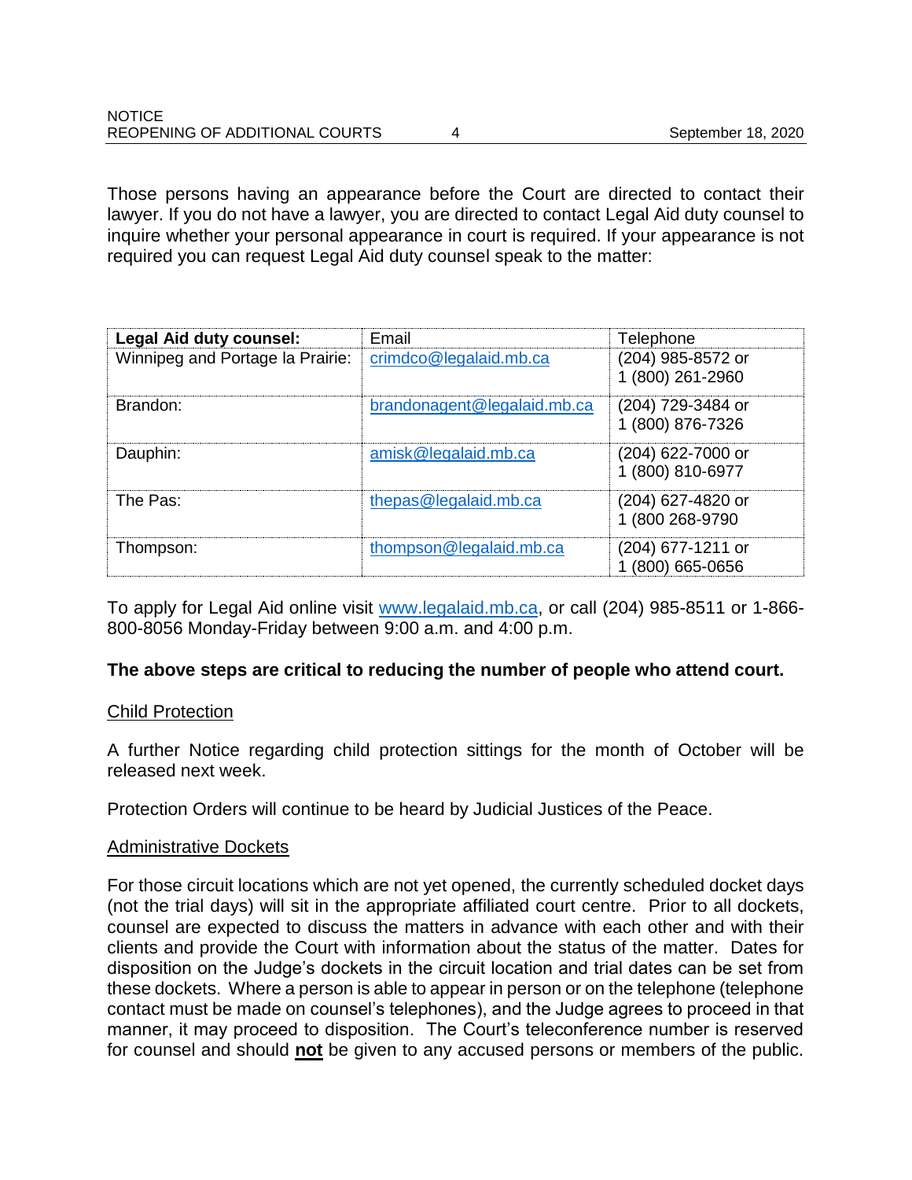Those persons having an appearance before the Court are directed to contact their lawyer. If you do not have a lawyer, you are directed to contact Legal Aid duty counsel to inquire whether your personal appearance in court is required. If your appearance is not required you can request Legal Aid duty counsel speak to the matter:

| **Legal Aid duty counsel:** | Email | Telephone |
|---|---|---|
| Winnipeg and Portage la Prairie: | crimdco@legalaid.mb.ca | (204) 985-8572 or 1 (800) 261-2960 |
| Brandon: | brandonagent@legalaid.mb.ca | (204) 729-3484 or 1 (800) 876-7326 |
| Dauphin: | amisk@legalaid.mb.ca | (204) 622-7000 or 1 (800) 810-6977 |
| The Pas: | thepas@legalaid.mb.ca | (204) 627-4820 or 1 (800 268-9790 |
| Thompson: | thompson@legalaid.mb.ca | (204) 677-1211 or 1 (800) 665-0656 |

To apply for Legal Aid online visit www.legalaid.mb.ca, or call (204) 985-8511 or 1-866-800-8056 Monday-Friday between 9:00 a.m. and 4:00 p.m.

**The above steps are critical to reducing the number of people who attend court.**

Child Protection

A further Notice regarding child protection sittings for the month of October will be released next week.

Protection Orders will continue to be heard by Judicial Justices of the Peace.

Administrative Dockets

For those circuit locations which are not yet opened, the currently scheduled docket days (not the trial days) will sit in the appropriate affiliated court centre. Prior to all dockets, counsel are expected to discuss the matters in advance with each other and with their clients and provide the Court with information about the status of the matter. Dates for disposition on the Judge's dockets in the circuit location and trial dates can be set from these dockets. Where a person is able to appear in person or on the telephone (telephone contact must be made on counsel's telephones), and the Judge agrees to proceed in that manner, it may proceed to disposition. The Court's teleconference number is reserved for counsel and should **not** be given to any accused persons or members of the public.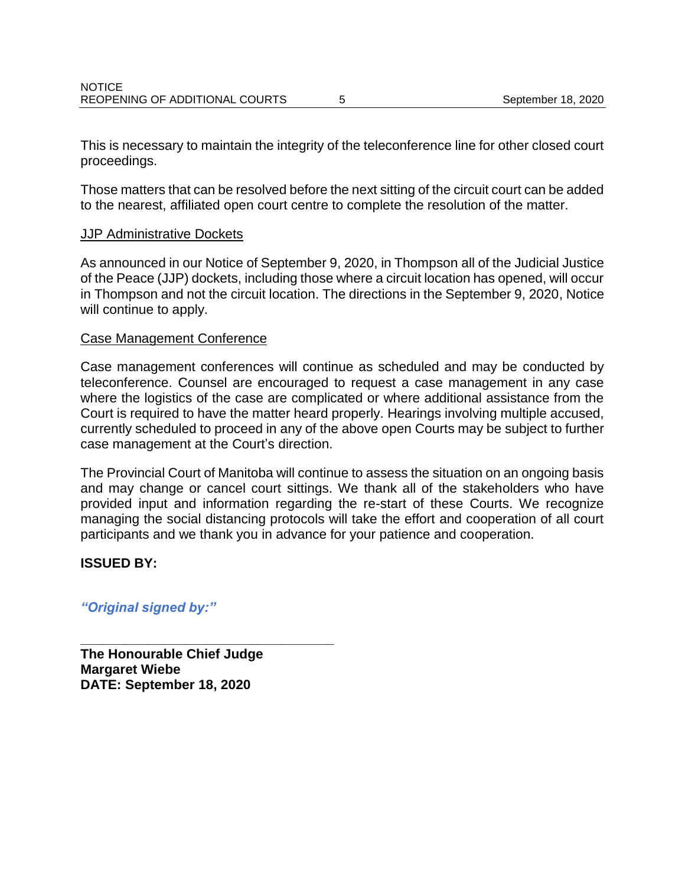This is necessary to maintain the integrity of the teleconference line for other closed court proceedings.

Those matters that can be resolved before the next sitting of the circuit court can be added to the nearest, affiliated open court centre to complete the resolution of the matter.

JJP Administrative Dockets

As announced in our Notice of September 9, 2020, in Thompson all of the Judicial Justice of the Peace (JJP) dockets, including those where a circuit location has opened, will occur in Thompson and not the circuit location. The directions in the September 9, 2020, Notice will continue to apply.

Case Management Conference

Case management conferences will continue as scheduled and may be conducted by teleconference. Counsel are encouraged to request a case management in any case where the logistics of the case are complicated or where additional assistance from the Court is required to have the matter heard properly. Hearings involving multiple accused, currently scheduled to proceed in any of the above open Courts may be subject to further case management at the Court's direction.

The Provincial Court of Manitoba will continue to assess the situation on an ongoing basis and may change or cancel court sittings. We thank all of the stakeholders who have provided input and information regarding the re-start of these Courts. We recognize managing the social distancing protocols will take the effort and cooperation of all court participants and we thank you in advance for your patience and cooperation.

**ISSUED BY:**

***"Original signed by:"***

___________________________________

**The Honourable Chief Judge**
**Margaret Wiebe**
**DATE: September 18, 2020**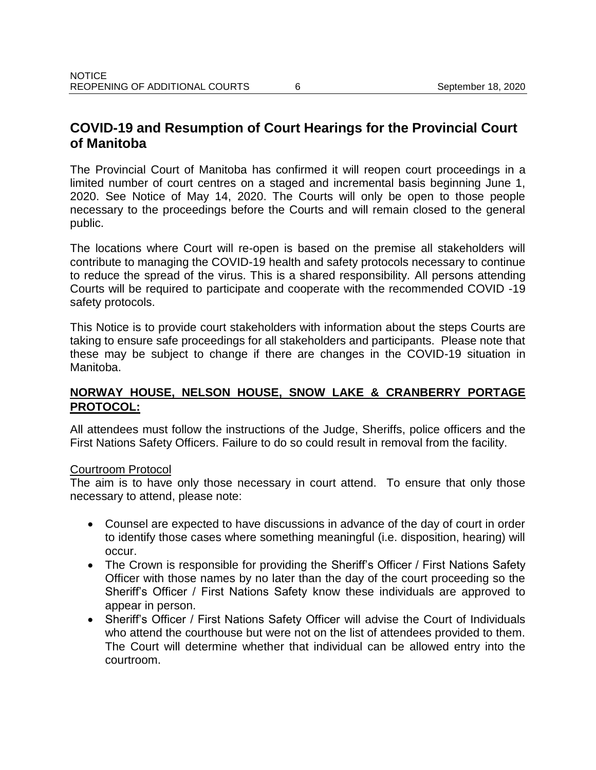## COVID-19 and Resumption of Court Hearings for the Provincial Court of Manitoba

The Provincial Court of Manitoba has confirmed it will reopen court proceedings in a limited number of court centres on a staged and incremental basis beginning June 1, 2020. See Notice of May 14, 2020. The Courts will only be open to those people necessary to the proceedings before the Courts and will remain closed to the general public.

The locations where Court will re-open is based on the premise all stakeholders will contribute to managing the COVID-19 health and safety protocols necessary to continue to reduce the spread of the virus. This is a shared responsibility. All persons attending Courts will be required to participate and cooperate with the recommended COVID -19 safety protocols.

This Notice is to provide court stakeholders with information about the steps Courts are taking to ensure safe proceedings for all stakeholders and participants. Please note that these may be subject to change if there are changes in the COVID-19 situation in Manitoba.

**NORWAY HOUSE, NELSON HOUSE, SNOW LAKE & CRANBERRY PORTAGE PROTOCOL:**

All attendees must follow the instructions of the Judge, Sheriffs, police officers and the First Nations Safety Officers. Failure to do so could result in removal from the facility.

Courtroom Protocol

The aim is to have only those necessary in court attend. To ensure that only those necessary to attend, please note:

- Counsel are expected to have discussions in advance of the day of court in order to identify those cases where something meaningful (i.e. disposition, hearing) will occur.
- The Crown is responsible for providing the Sheriff's Officer / First Nations Safety Officer with those names by no later than the day of the court proceeding so the Sheriff's Officer / First Nations Safety know these individuals are approved to appear in person.
- Sheriff's Officer / First Nations Safety Officer will advise the Court of Individuals who attend the courthouse but were not on the list of attendees provided to them. The Court will determine whether that individual can be allowed entry into the courtroom.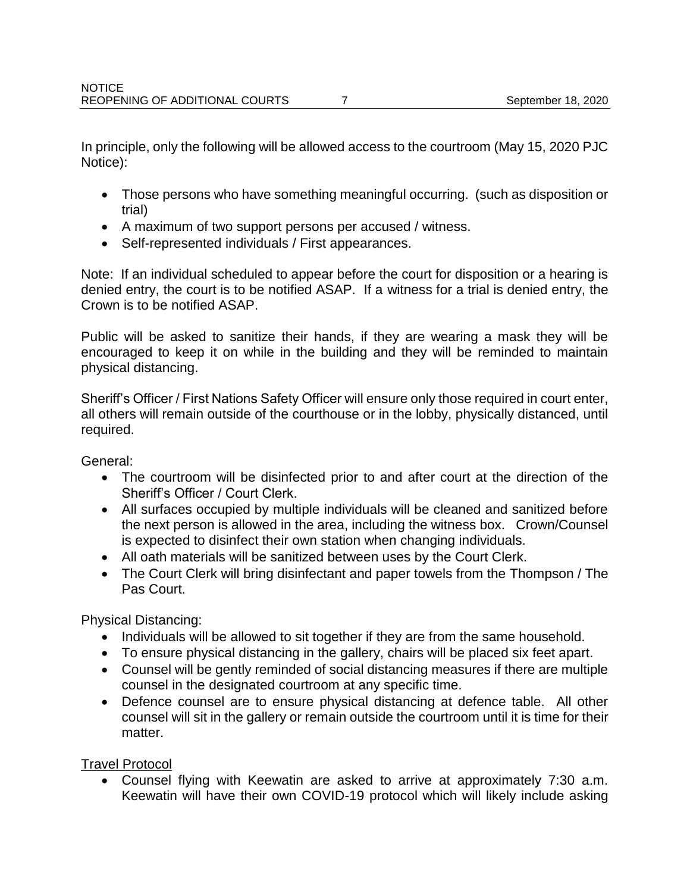In principle, only the following will be allowed access to the courtroom (May 15, 2020 PJC Notice):

- Those persons who have something meaningful occurring. (such as disposition or trial)
- A maximum of two support persons per accused / witness.
- Self-represented individuals / First appearances.

Note: If an individual scheduled to appear before the court for disposition or a hearing is denied entry, the court is to be notified ASAP. If a witness for a trial is denied entry, the Crown is to be notified ASAP.

Public will be asked to sanitize their hands, if they are wearing a mask they will be encouraged to keep it on while in the building and they will be reminded to maintain physical distancing.

Sheriff's Officer / First Nations Safety Officer will ensure only those required in court enter, all others will remain outside of the courthouse or in the lobby, physically distanced, until required.

General:

- The courtroom will be disinfected prior to and after court at the direction of the Sheriff's Officer / Court Clerk.
- All surfaces occupied by multiple individuals will be cleaned and sanitized before the next person is allowed in the area, including the witness box. Crown/Counsel is expected to disinfect their own station when changing individuals.
- All oath materials will be sanitized between uses by the Court Clerk.
- The Court Clerk will bring disinfectant and paper towels from the Thompson / The Pas Court.

Physical Distancing:

- Individuals will be allowed to sit together if they are from the same household.
- To ensure physical distancing in the gallery, chairs will be placed six feet apart.
- Counsel will be gently reminded of social distancing measures if there are multiple counsel in the designated courtroom at any specific time.
- Defence counsel are to ensure physical distancing at defence table. All other counsel will sit in the gallery or remain outside the courtroom until it is time for their matter.

<u>Travel Protocol</u>

- Counsel flying with Keewatin are asked to arrive at approximately 7:30 a.m. Keewatin will have their own COVID-19 protocol which will likely include asking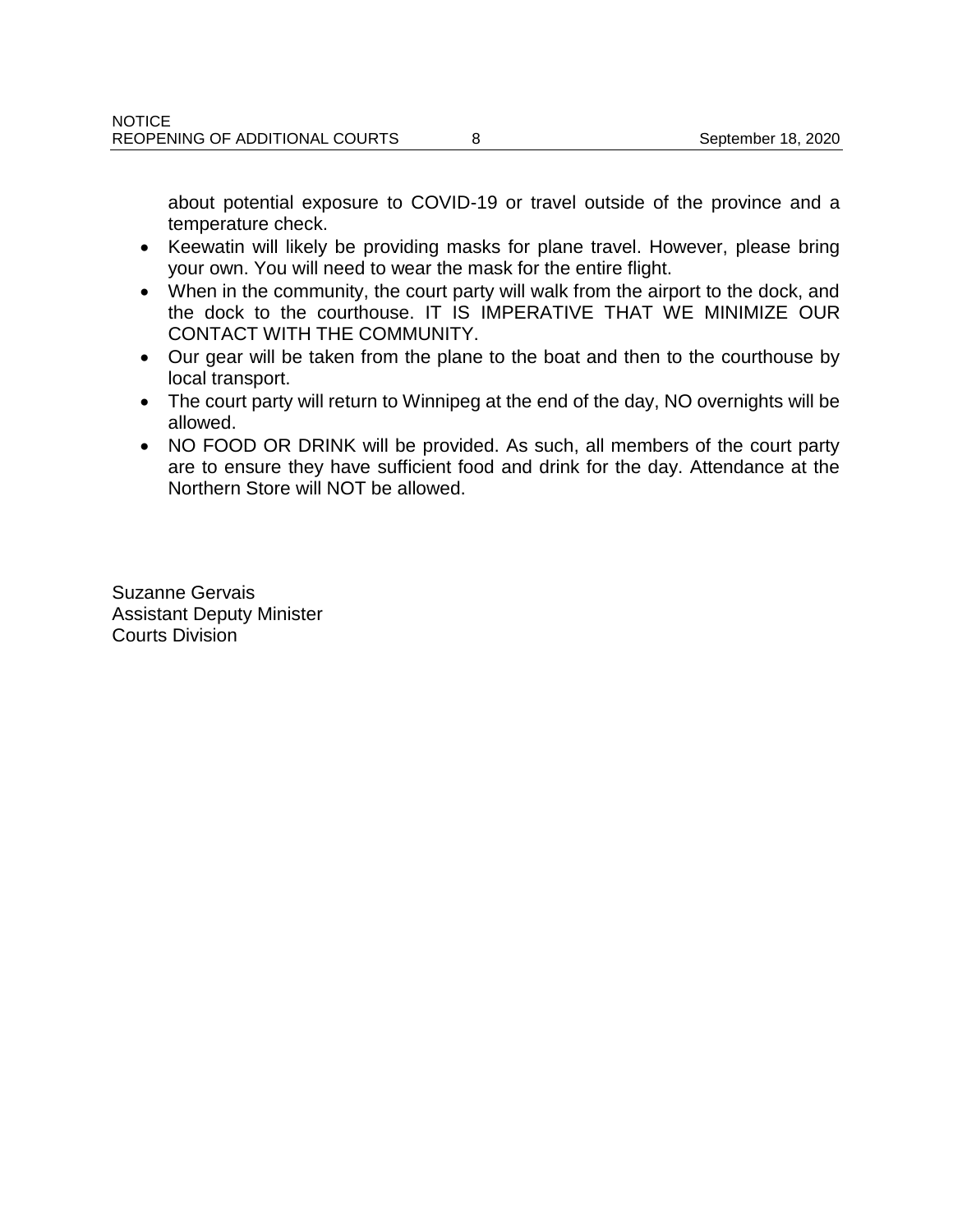about potential exposure to COVID-19 or travel outside of the province and a temperature check.

- Keewatin will likely be providing masks for plane travel. However, please bring your own. You will need to wear the mask for the entire flight.
- When in the community, the court party will walk from the airport to the dock, and the dock to the courthouse. IT IS IMPERATIVE THAT WE MINIMIZE OUR CONTACT WITH THE COMMUNITY.
- Our gear will be taken from the plane to the boat and then to the courthouse by local transport.
- The court party will return to Winnipeg at the end of the day, NO overnights will be allowed.
- NO FOOD OR DRINK will be provided. As such, all members of the court party are to ensure they have sufficient food and drink for the day. Attendance at the Northern Store will NOT be allowed.

Suzanne Gervais
Assistant Deputy Minister
Courts Division